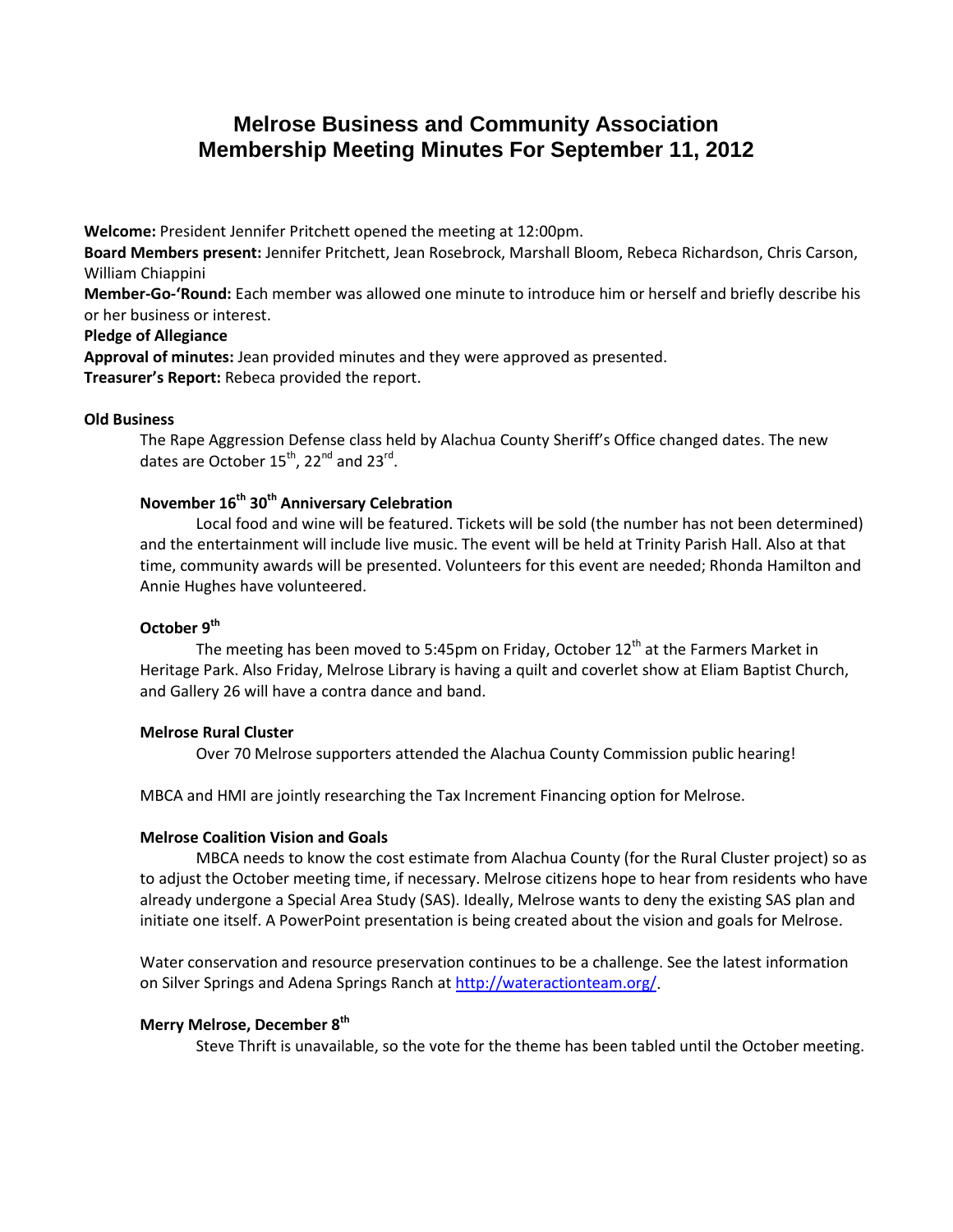# Melrose Business and Community Association
# Membership Meeting Minutes For September 11, 2012

**Welcome:** President Jennifer Pritchett opened the meeting at 12:00pm.
**Board Members present:** Jennifer Pritchett, Jean Rosebrock, Marshall Bloom, Rebeca Richardson, Chris Carson, William Chiappini
**Member-Go-'Round:** Each member was allowed one minute to introduce him or herself and briefly describe his or her business or interest.
**Pledge of Allegiance**
**Approval of minutes:** Jean provided minutes and they were approved as presented.
**Treasurer's Report:** Rebeca provided the report.

**Old Business**

The Rape Aggression Defense class held by Alachua County Sheriff's Office changed dates. The new dates are October 15th, 22nd and 23rd.

**November 16th 30th Anniversary Celebration**

Local food and wine will be featured. Tickets will be sold (the number has not been determined) and the entertainment will include live music. The event will be held at Trinity Parish Hall. Also at that time, community awards will be presented. Volunteers for this event are needed; Rhonda Hamilton and Annie Hughes have volunteered.

**October 9th**

The meeting has been moved to 5:45pm on Friday, October 12th at the Farmers Market in Heritage Park. Also Friday, Melrose Library is having a quilt and coverlet show at Eliam Baptist Church, and Gallery 26 will have a contra dance and band.

**Melrose Rural Cluster**

Over 70 Melrose supporters attended the Alachua County Commission public hearing!

MBCA and HMI are jointly researching the Tax Increment Financing option for Melrose.

**Melrose Coalition Vision and Goals**

MBCA needs to know the cost estimate from Alachua County (for the Rural Cluster project) so as to adjust the October meeting time, if necessary. Melrose citizens hope to hear from residents who have already undergone a Special Area Study (SAS). Ideally, Melrose wants to deny the existing SAS plan and initiate one itself. A PowerPoint presentation is being created about the vision and goals for Melrose.

Water conservation and resource preservation continues to be a challenge. See the latest information on Silver Springs and Adena Springs Ranch at http://wateractionteam.org/.

**Merry Melrose, December 8th**

Steve Thrift is unavailable, so the vote for the theme has been tabled until the October meeting.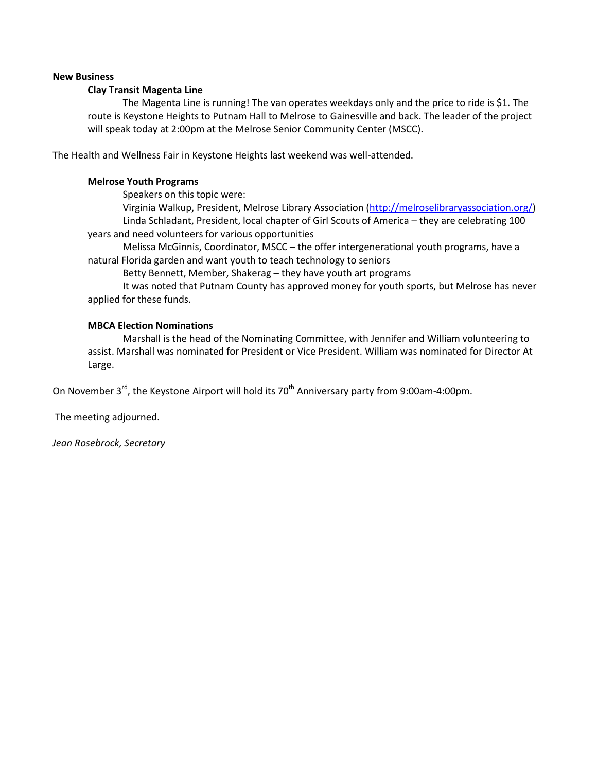**New Business**

**Clay Transit Magenta Line**

The Magenta Line is running! The van operates weekdays only and the price to ride is $1. The route is Keystone Heights to Putnam Hall to Melrose to Gainesville and back. The leader of the project will speak today at 2:00pm at the Melrose Senior Community Center (MSCC).

The Health and Wellness Fair in Keystone Heights last weekend was well-attended.

**Melrose Youth Programs**

Speakers on this topic were:

Virginia Walkup, President, Melrose Library Association (http://melroselibraryassociation.org/)

Linda Schladant, President, local chapter of Girl Scouts of America – they are celebrating 100 years and need volunteers for various opportunities

Melissa McGinnis, Coordinator, MSCC – the offer intergenerational youth programs, have a natural Florida garden and want youth to teach technology to seniors

Betty Bennett, Member, Shakerag – they have youth art programs

It was noted that Putnam County has approved money for youth sports, but Melrose has never applied for these funds.

**MBCA Election Nominations**

Marshall is the head of the Nominating Committee, with Jennifer and William volunteering to assist. Marshall was nominated for President or Vice President. William was nominated for Director At Large.

On November 3rd, the Keystone Airport will hold its 70th Anniversary party from 9:00am-4:00pm.

The meeting adjourned.

*Jean Rosebrock, Secretary*